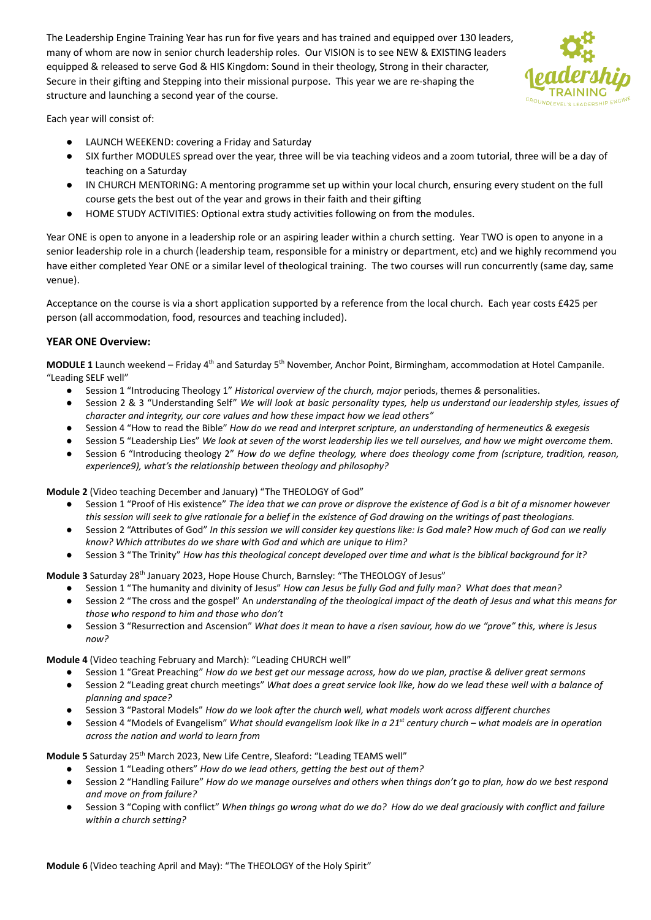The Leadership Engine Training Year has run for five years and has trained and equipped over 130 leaders, many of whom are now in senior church leadership roles. Our VISION is to see NEW & EXISTING leaders equipped & released to serve God & HIS Kingdom: Sound in their theology, Strong in their character, Secure in their gifting and Stepping into their missional purpose. This year we are re-shaping the structure and launching a second year of the course.

Each year will consist of:

- LAUNCH WEEKEND: covering a Friday and Saturday
- SIX further MODULES spread over the year, three will be via teaching videos and a zoom tutorial, three will be a day of teaching on a Saturday
- IN CHURCH MENTORING: A mentoring programme set up within your local church, ensuring every student on the full course gets the best out of the year and grows in their faith and their gifting
- HOME STUDY ACTIVITIES: Optional extra study activities following on from the modules.

Year ONE is open to anyone in a leadership role or an aspiring leader within a church setting. Year TWO is open to anyone in a senior leadership role in a church (leadership team, responsible for a ministry or department, etc) and we highly recommend you have either completed Year ONE or a similar level of theological training. The two courses will run concurrently (same day, same venue).

Acceptance on the course is via a short application supported by a reference from the local church. Each year costs £425 per person (all accommodation, food, resources and teaching included).

### YEAR ONE Overview:

**MODULE 1** Launch weekend – Friday 4th and Saturday 5th November, Anchor Point, Birmingham, accommodation at Hotel Campanile. "Leading SELF well"

- Session 1 "Introducing Theology 1" *Historical overview of the church, major* periods, themes & personalities.
- Session 2 & 3 "Understanding Self" *We will look at basic personality types, help us understand our leadership styles, issues of character and integrity, our core values and how these impact how we lead others"*
- Session 4 "How to read the Bible" *How do we read and interpret scripture, an understanding of hermeneutics & exegesis*
- Session 5 "Leadership Lies" *We look at seven of the worst leadership lies we tell ourselves, and how we might overcome them.*
- Session 6 "Introducing theology 2" *How do we define theology, where does theology come from (scripture, tradition, reason, experience9), what's the relationship between theology and philosophy?*

**Module 2** (Video teaching December and January) "The THEOLOGY of God"

- Session 1 "Proof of His existence" *The idea that we can prove or disprove the existence of God is a bit of a misnomer however this session will seek to give rationale for a belief in the existence of God drawing on the writings of past theologians.*
- Session 2 "Attributes of God" *In this session we will consider key questions like: Is God male? How much of God can we really know? Which attributes do we share with God and which are unique to Him?*
- Session 3 "The Trinity" *How has this theological concept developed over time and what is the biblical background for it?*

**Module 3** Saturday 28th January 2023, Hope House Church, Barnsley: "The THEOLOGY of Jesus"

- Session 1 "The humanity and divinity of Jesus" *How can Jesus be fully God and fully man? What does that mean?*
- Session 2 "The cross and the gospel" An *understanding of the theological impact of the death of Jesus and what this means for those who respond to him and those who don't*
- Session 3 "Resurrection and Ascension" *What does it mean to have a risen saviour, how do we "prove" this, where is Jesus now?*

**Module 4** (Video teaching February and March): "Leading CHURCH well"

- Session 1 "Great Preaching" *How do we best get our message across, how do we plan, practise & deliver great sermons*
- Session 2 "Leading great church meetings" *What does a great service look like, how do we lead these well with a balance of planning and space?*
- Session 3 "Pastoral Models" *How do we look after the church well, what models work across different churches*
- Session 4 "Models of Evangelism" *What should evangelism look like in a 21st century church – what models are in operation across the nation and world to learn from*

**Module 5** Saturday 25th March 2023, New Life Centre, Sleaford: "Leading TEAMS well"

- Session 1 "Leading others" *How do we lead others, getting the best out of them?*
- Session 2 "Handling Failure" *How do we manage ourselves and others when things don't go to plan, how do we best respond and move on from failure?*
- Session 3 "Coping with conflict" *When things go wrong what do we do? How do we deal graciously with conflict and failure within a church setting?*

**Module 6** (Video teaching April and May): "The THEOLOGY of the Holy Spirit"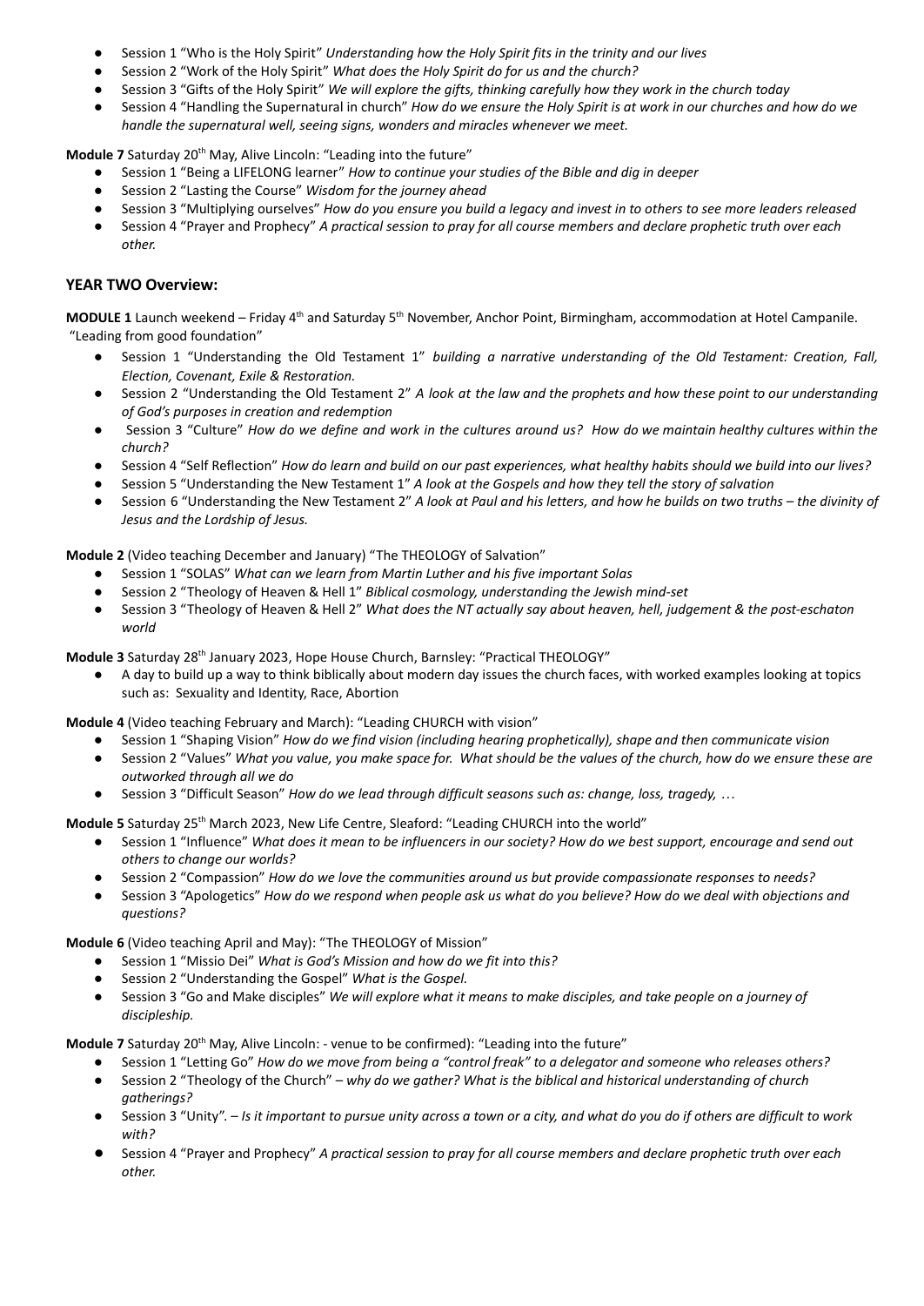- Session 1 "Who is the Holy Spirit" *Understanding how the Holy Spirit fits in the trinity and our lives*
- Session 2 "Work of the Holy Spirit" *What does the Holy Spirit do for us and the church?*
- Session 3 "Gifts of the Holy Spirit" *We will explore the gifts, thinking carefully how they work in the church today*
- Session 4 "Handling the Supernatural in church" *How do we ensure the Holy Spirit is at work in our churches and how do we handle the supernatural well, seeing signs, wonders and miracles whenever we meet.*

**Module 7** Saturday 20th May, Alive Lincoln: "Leading into the future"

- Session 1 "Being a LIFELONG learner" *How to continue your studies of the Bible and dig in deeper*
- Session 2 "Lasting the Course" *Wisdom for the journey ahead*
- Session 3 "Multiplying ourselves" *How do you ensure you build a legacy and invest in to others to see more leaders released*
- Session 4 "Prayer and Prophecy" *A practical session to pray for all course members and declare prophetic truth over each other.*

## YEAR TWO Overview:

**MODULE 1** Launch weekend – Friday 4th and Saturday 5th November, Anchor Point, Birmingham, accommodation at Hotel Campanile. "Leading from good foundation"

- Session 1 "Understanding the Old Testament 1" *building a narrative understanding of the Old Testament: Creation, Fall, Election, Covenant, Exile & Restoration.*
- Session 2 "Understanding the Old Testament 2" *A look at the law and the prophets and how these point to our understanding of God's purposes in creation and redemption*
- Session 3 "Culture" *How do we define and work in the cultures around us? How do we maintain healthy cultures within the church?*
- Session 4 "Self Reflection" *How do learn and build on our past experiences, what healthy habits should we build into our lives?*
- Session 5 "Understanding the New Testament 1" *A look at the Gospels and how they tell the story of salvation*
- Session 6 "Understanding the New Testament 2" *A look at Paul and his letters, and how he builds on two truths – the divinity of Jesus and the Lordship of Jesus.*

**Module 2** (Video teaching December and January) "The THEOLOGY of Salvation"

- Session 1 "SOLAS" *What can we learn from Martin Luther and his five important Solas*
- Session 2 "Theology of Heaven & Hell 1" *Biblical cosmology, understanding the Jewish mind-set*
- Session 3 "Theology of Heaven & Hell 2" *What does the NT actually say about heaven, hell, judgement & the post-eschaton world*

**Module 3** Saturday 28th January 2023, Hope House Church, Barnsley: "Practical THEOLOGY"

- A day to build up a way to think biblically about modern day issues the church faces, with worked examples looking at topics such as: Sexuality and Identity, Race, Abortion

**Module 4** (Video teaching February and March): "Leading CHURCH with vision"

- Session 1 "Shaping Vision" *How do we find vision (including hearing prophetically), shape and then communicate vision*
- Session 2 "Values" *What you value, you make space for. What should be the values of the church, how do we ensure these are outworked through all we do*
- Session 3 "Difficult Season" *How do we lead through difficult seasons such as: change, loss, tragedy, …*

**Module 5** Saturday 25th March 2023, New Life Centre, Sleaford: "Leading CHURCH into the world"

- Session 1 "Influence" *What does it mean to be influencers in our society? How do we best support, encourage and send out others to change our worlds?*
- Session 2 "Compassion" *How do we love the communities around us but provide compassionate responses to needs?*
- Session 3 "Apologetics" *How do we respond when people ask us what do you believe? How do we deal with objections and questions?*

**Module 6** (Video teaching April and May): "The THEOLOGY of Mission"

- Session 1 "Missio Dei" *What is God's Mission and how do we fit into this?*
- Session 2 "Understanding the Gospel" *What is the Gospel.*
- Session 3 "Go and Make disciples" *We will explore what it means to make disciples, and take people on a journey of discipleship.*

**Module 7** Saturday 20th May, Alive Lincoln: - venue to be confirmed): "Leading into the future"

- Session 1 "Letting Go" *How do we move from being a "control freak" to a delegator and someone who releases others?*
- Session 2 "Theology of the Church" – *why do we gather? What is the biblical and historical understanding of church gatherings?*
- Session 3 "Unity". – *Is it important to pursue unity across a town or a city, and what do you do if others are difficult to work with?*
- Session 4 "Prayer and Prophecy" *A practical session to pray for all course members and declare prophetic truth over each other.*